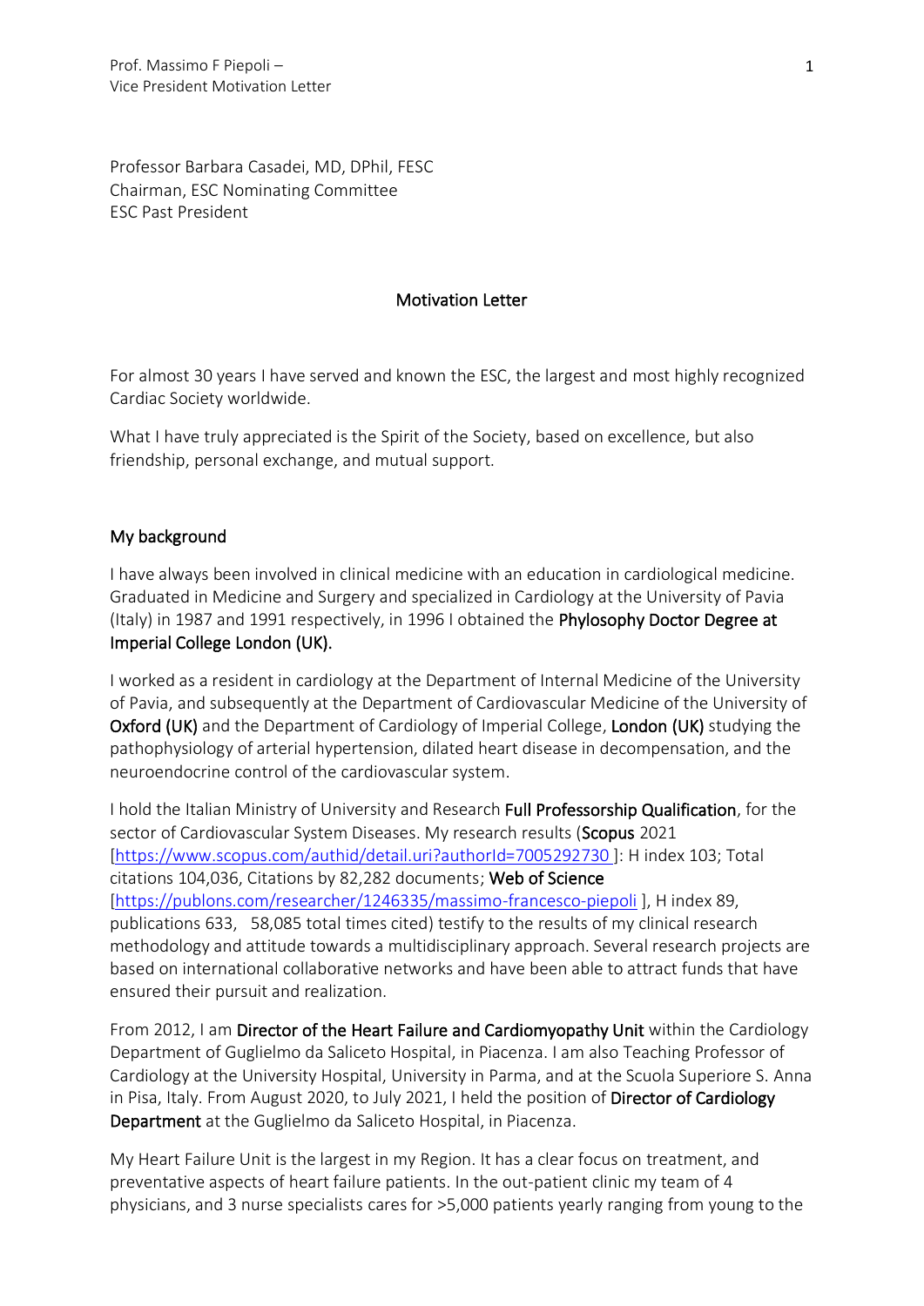Professor Barbara Casadei, MD, DPhil, FESC
Chairman, ESC Nominating Committee
ESC Past President

## Motivation Letter

For almost 30 years I have served and known the ESC, the largest and most highly recognized Cardiac Society worldwide.

What I have truly appreciated is the Spirit of the Society, based on excellence, but also friendship, personal exchange, and mutual support.

### My background

I have always been involved in clinical medicine with an education in cardiological medicine. Graduated in Medicine and Surgery and specialized in Cardiology at the University of Pavia (Italy) in 1987 and 1991 respectively, in 1996 I obtained the **Phylosophy Doctor Degree at Imperial College London (UK).**

I worked as a resident in cardiology at the Department of Internal Medicine of the University of Pavia, and subsequently at the Department of Cardiovascular Medicine of the University of **Oxford (UK)** and the Department of Cardiology of Imperial College, **London (UK)** studying the pathophysiology of arterial hypertension, dilated heart disease in decompensation, and the neuroendocrine control of the cardiovascular system.

I hold the Italian Ministry of University and Research **Full Professorship Qualification**, for the sector of Cardiovascular System Diseases. My research results (**Scopus** 2021 [https://www.scopus.com/authid/detail.uri?authorId=7005292730 ]: H index 103; Total citations 104,036, Citations by 82,282 documents; **Web of Science** [https://publons.com/researcher/1246335/massimo-francesco-piepoli ], H index 89, publications 633, 58,085 total times cited) testify to the results of my clinical research methodology and attitude towards a multidisciplinary approach. Several research projects are based on international collaborative networks and have been able to attract funds that have ensured their pursuit and realization.

From 2012, I am **Director of the Heart Failure and Cardiomyopathy Unit** within the Cardiology Department of Guglielmo da Saliceto Hospital, in Piacenza. I am also Teaching Professor of Cardiology at the University Hospital, University in Parma, and at the Scuola Superiore S. Anna in Pisa, Italy. From August 2020, to July 2021, I held the position of **Director of Cardiology Department** at the Guglielmo da Saliceto Hospital, in Piacenza.

My Heart Failure Unit is the largest in my Region. It has a clear focus on treatment, and preventative aspects of heart failure patients. In the out-patient clinic my team of 4 physicians, and 3 nurse specialists cares for >5,000 patients yearly ranging from young to the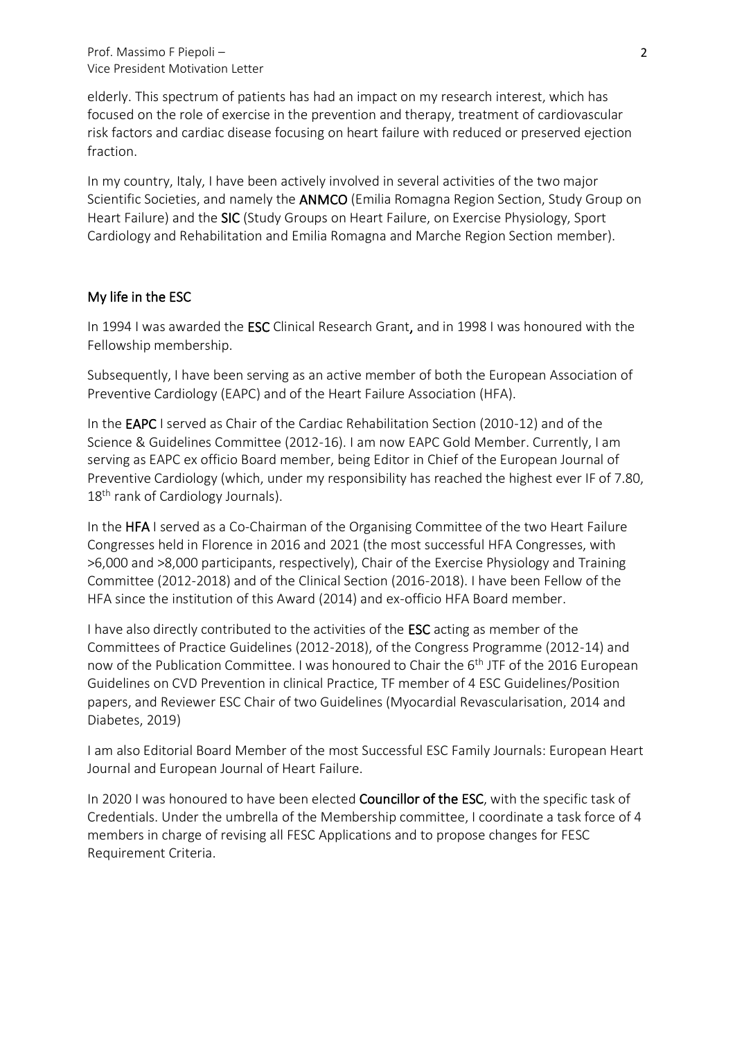elderly. This spectrum of patients has had an impact on my research interest, which has focused on the role of exercise in the prevention and therapy, treatment of cardiovascular risk factors and cardiac disease focusing on heart failure with reduced or preserved ejection fraction.

In my country, Italy, I have been actively involved in several activities of the two major Scientific Societies, and namely the **ANMCO** (Emilia Romagna Region Section, Study Group on Heart Failure) and the **SIC** (Study Groups on Heart Failure, on Exercise Physiology, Sport Cardiology and Rehabilitation and Emilia Romagna and Marche Region Section member).

## My life in the ESC

In 1994 I was awarded the **ESC** Clinical Research Grant**,** and in 1998 I was honoured with the Fellowship membership.

Subsequently, I have been serving as an active member of both the European Association of Preventive Cardiology (EAPC) and of the Heart Failure Association (HFA).

In the **EAPC** I served as Chair of the Cardiac Rehabilitation Section (2010-12) and of the Science & Guidelines Committee (2012-16). I am now EAPC Gold Member. Currently, I am serving as EAPC ex officio Board member, being Editor in Chief of the European Journal of Preventive Cardiology (which, under my responsibility has reached the highest ever IF of 7.80, 18th rank of Cardiology Journals).

In the **HFA** I served as a Co-Chairman of the Organising Committee of the two Heart Failure Congresses held in Florence in 2016 and 2021 (the most successful HFA Congresses, with >6,000 and >8,000 participants, respectively), Chair of the Exercise Physiology and Training Committee (2012-2018) and of the Clinical Section (2016-2018). I have been Fellow of the HFA since the institution of this Award (2014) and ex-officio HFA Board member.

I have also directly contributed to the activities of the **ESC** acting as member of the Committees of Practice Guidelines (2012-2018), of the Congress Programme (2012-14) and now of the Publication Committee. I was honoured to Chair the 6th JTF of the 2016 European Guidelines on CVD Prevention in clinical Practice, TF member of 4 ESC Guidelines/Position papers, and Reviewer ESC Chair of two Guidelines (Myocardial Revascularisation, 2014 and Diabetes, 2019)

I am also Editorial Board Member of the most Successful ESC Family Journals: European Heart Journal and European Journal of Heart Failure.

In 2020 I was honoured to have been elected **Councillor of the ESC**, with the specific task of Credentials. Under the umbrella of the Membership committee, I coordinate a task force of 4 members in charge of revising all FESC Applications and to propose changes for FESC Requirement Criteria.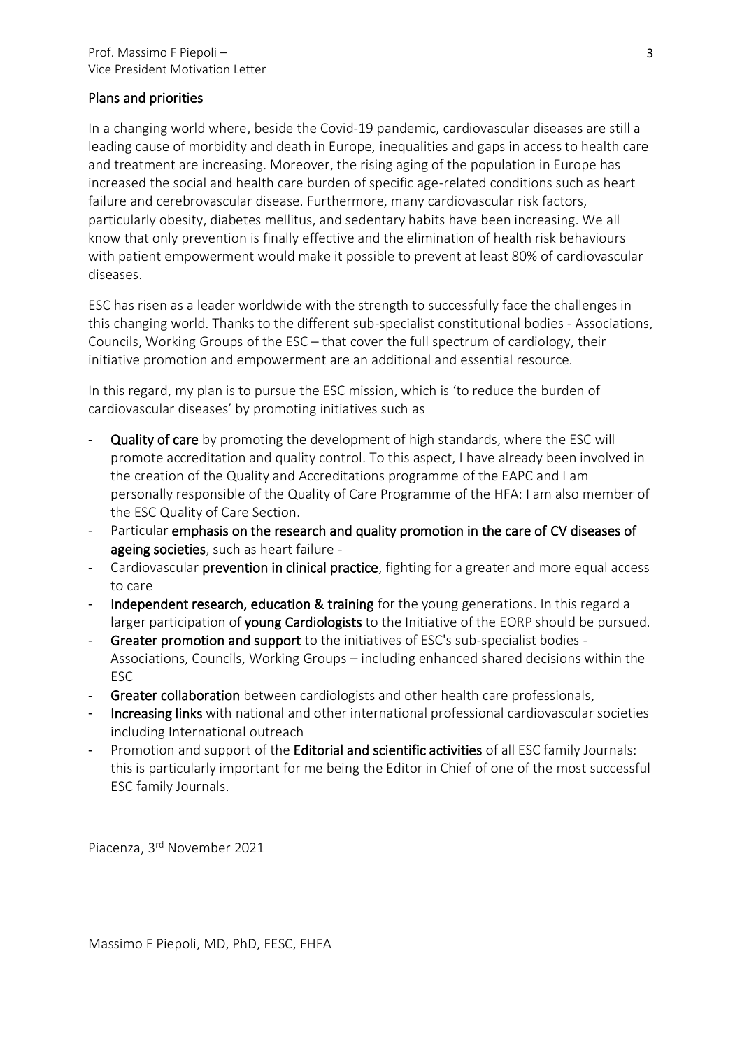## Plans and priorities

In a changing world where, beside the Covid-19 pandemic, cardiovascular diseases are still a leading cause of morbidity and death in Europe, inequalities and gaps in access to health care and treatment are increasing. Moreover, the rising aging of the population in Europe has increased the social and health care burden of specific age-related conditions such as heart failure and cerebrovascular disease. Furthermore, many cardiovascular risk factors, particularly obesity, diabetes mellitus, and sedentary habits have been increasing. We all know that only prevention is finally effective and the elimination of health risk behaviours with patient empowerment would make it possible to prevent at least 80% of cardiovascular diseases.

ESC has risen as a leader worldwide with the strength to successfully face the challenges in this changing world. Thanks to the different sub-specialist constitutional bodies - Associations, Councils, Working Groups of the ESC – that cover the full spectrum of cardiology, their initiative promotion and empowerment are an additional and essential resource.

In this regard, my plan is to pursue the ESC mission, which is 'to reduce the burden of cardiovascular diseases' by promoting initiatives such as

- **Quality of care** by promoting the development of high standards, where the ESC will promote accreditation and quality control. To this aspect, I have already been involved in the creation of the Quality and Accreditations programme of the EAPC and I am personally responsible of the Quality of Care Programme of the HFA: I am also member of the ESC Quality of Care Section.
- Particular **emphasis on the research and quality promotion in the care of CV diseases of ageing societies**, such as heart failure -
- Cardiovascular **prevention in clinical practice**, fighting for a greater and more equal access to care
- **Independent research, education & training** for the young generations. In this regard a larger participation of **young Cardiologists** to the Initiative of the EORP should be pursued.
- **Greater promotion and support** to the initiatives of ESC's sub-specialist bodies - Associations, Councils, Working Groups – including enhanced shared decisions within the ESC
- **Greater collaboration** between cardiologists and other health care professionals,
- **Increasing links** with national and other international professional cardiovascular societies including International outreach
- Promotion and support of the **Editorial and scientific activities** of all ESC family Journals: this is particularly important for me being the Editor in Chief of one of the most successful ESC family Journals.

Piacenza, 3rd November 2021

Massimo F Piepoli, MD, PhD, FESC, FHFA